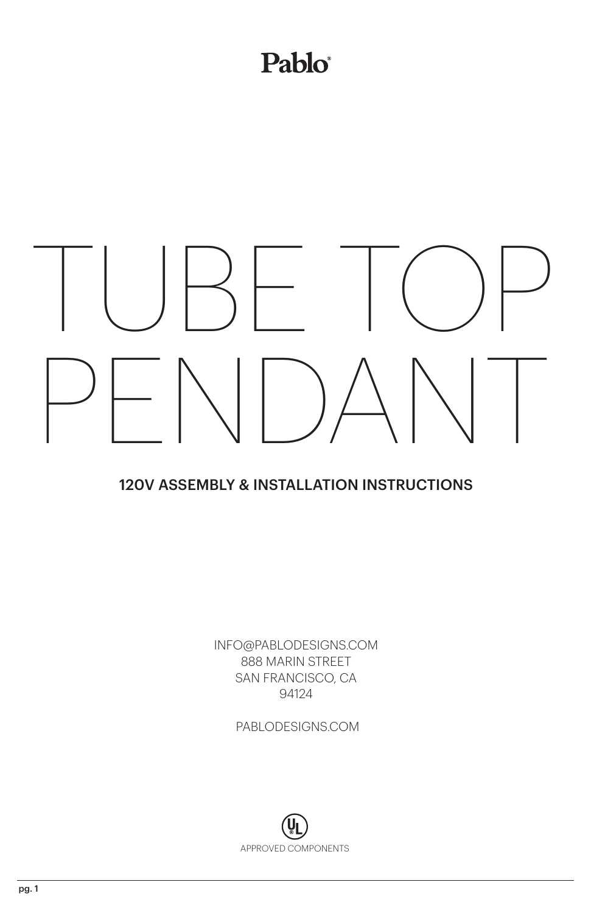**Pablo®**

# TUBE TOP PENDANT

## 120V ASSEMBLY & INSTALLATION INSTRUCTIONS

INFO@PABLODESIGNS.COM
888 MARIN STREET
SAN FRANCISCO, CA
94124

PABLODESIGNS.COM

UL
APPROVED COMPONENTS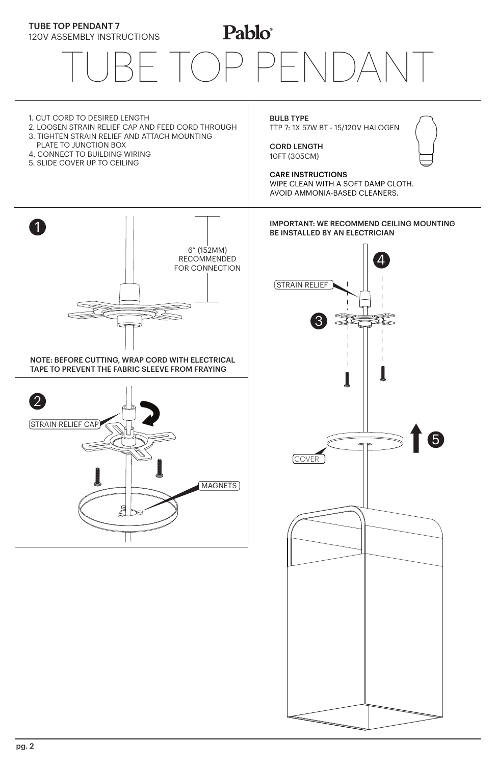**TUBE TOP PENDANT 7**
120V ASSEMBLY INSTRUCTIONS

Pablo®

# TUBE TOP PENDANT

1. CUT CORD TO DESIRED LENGTH
2. LOOSEN STRAIN RELIEF CAP AND FEED CORD THROUGH
3. TIGHTEN STRAIN RELIEF AND ATTACH MOUNTING PLATE TO JUNCTION BOX
4. CONNECT TO BUILDING WIRING
5. SLIDE COVER UP TO CEILING

**BULB TYPE**
TTP 7: 1X 57W BT - 15/120V HALOGEN

**CORD LENGTH**
10FT (305CM)

**CARE INSTRUCTIONS**
WIPE CLEAN WITH A SOFT DAMP CLOTH.
AVOID AMMONIA-BASED CLEANERS.

1

6" (152MM) RECOMMENDED FOR CONNECTION

**NOTE: BEFORE CUTTING, WRAP CORD WITH ELECTRICAL TAPE TO PREVENT THE FABRIC SLEEVE FROM FRAYING**

2

STRAIN RELIEF CAP

MAGNETS

**IMPORTANT: WE RECOMMEND CEILING MOUNTING BE INSTALLED BY AN ELECTRICIAN**

4

STRAIN RELIEF

3

5

COVER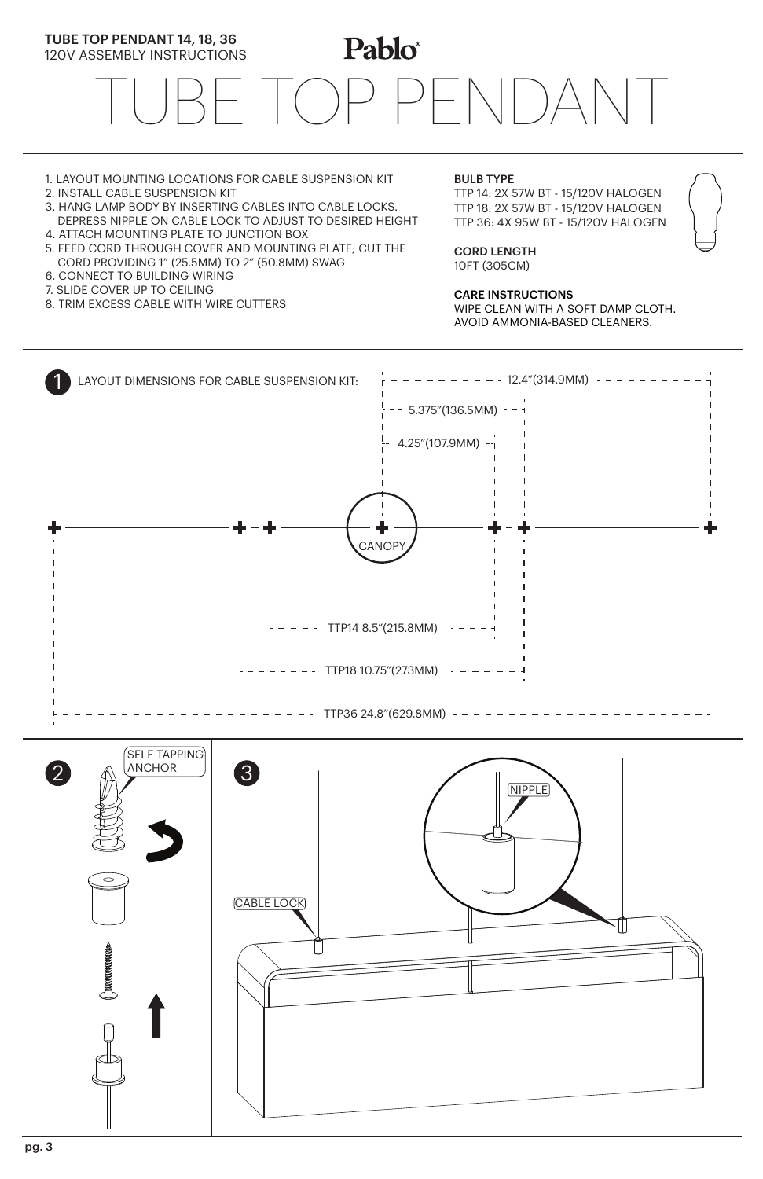**TUBE TOP PENDANT 14, 18, 36**
120V ASSEMBLY INSTRUCTIONS

Pablo®

# TUBE TOP PENDANT

1. LAYOUT MOUNTING LOCATIONS FOR CABLE SUSPENSION KIT
2. INSTALL CABLE SUSPENSION KIT
3. HANG LAMP BODY BY INSERTING CABLES INTO CABLE LOCKS. DEPRESS NIPPLE ON CABLE LOCK TO ADJUST TO DESIRED HEIGHT
4. ATTACH MOUNTING PLATE TO JUNCTION BOX
5. FEED CORD THROUGH COVER AND MOUNTING PLATE; CUT THE CORD PROVIDING 1" (25.5MM) TO 2" (50.8MM) SWAG
6. CONNECT TO BUILDING WIRING
7. SLIDE COVER UP TO CEILING
8. TRIM EXCESS CABLE WITH WIRE CUTTERS

**BULB TYPE**
TTP 14: 2X 57W BT - 15/120V HALOGEN
TTP 18: 2X 57W BT - 15/120V HALOGEN
TTP 36: 4X 95W BT - 15/120V HALOGEN

**CORD LENGTH**
10FT (305CM)

**CARE INSTRUCTIONS**
WIPE CLEAN WITH A SOFT DAMP CLOTH. AVOID AMMONIA-BASED CLEANERS.

**1** LAYOUT DIMENSIONS FOR CABLE SUSPENSION KIT:

- 12.4"(314.9MM)
- 5.375"(136.5MM)
- 4.25"(107.9MM)
- CANOPY
- TTP14 8.5"(215.8MM)
- TTP18 10.75"(273MM)
- TTP36 24.8"(629.8MM)

**2** SELF TAPPING ANCHOR

**3** NIPPLE, CABLE LOCK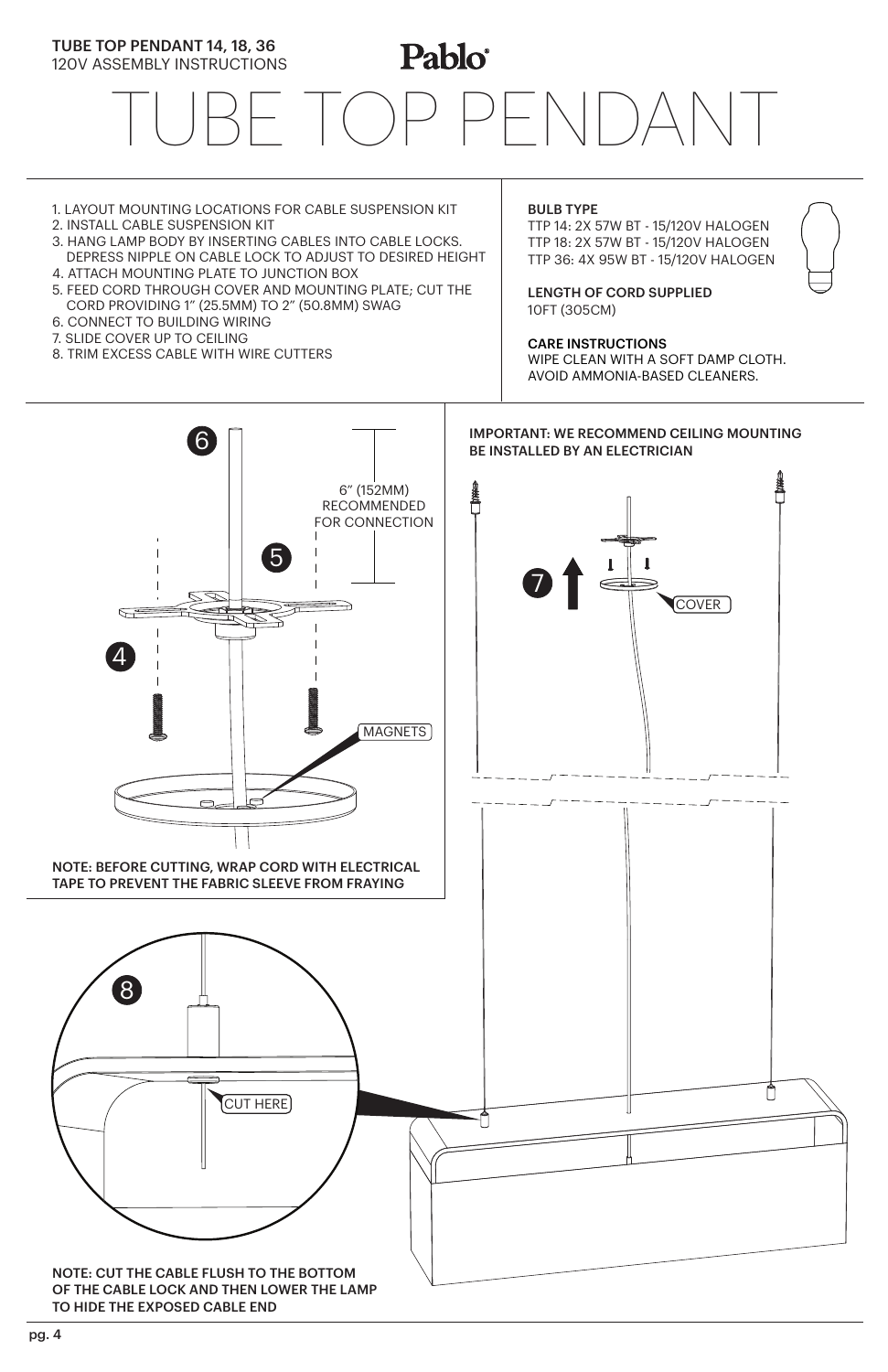**TUBE TOP PENDANT 14, 18, 36**
120V ASSEMBLY INSTRUCTIONS

Pablo

# TUBE TOP PENDANT

1. LAYOUT MOUNTING LOCATIONS FOR CABLE SUSPENSION KIT
2. INSTALL CABLE SUSPENSION KIT
3. HANG LAMP BODY BY INSERTING CABLES INTO CABLE LOCKS. DEPRESS NIPPLE ON CABLE LOCK TO ADJUST TO DESIRED HEIGHT
4. ATTACH MOUNTING PLATE TO JUNCTION BOX
5. FEED CORD THROUGH COVER AND MOUNTING PLATE; CUT THE CORD PROVIDING 1" (25.5MM) TO 2" (50.8MM) SWAG
6. CONNECT TO BUILDING WIRING
7. SLIDE COVER UP TO CEILING
8. TRIM EXCESS CABLE WITH WIRE CUTTERS

**BULB TYPE**
TTP 14: 2X 57W BT - 15/120V HALOGEN
TTP 18: 2X 57W BT - 15/120V HALOGEN
TTP 36: 4X 95W BT - 15/120V HALOGEN

**LENGTH OF CORD SUPPLIED**
10FT (305CM)

**CARE INSTRUCTIONS**
WIPE CLEAN WITH A SOFT DAMP CLOTH.
AVOID AMMONIA-BASED CLEANERS.

6

5

4

6" (152MM)
RECOMMENDED
FOR CONNECTION

MAGNETS

**NOTE: BEFORE CUTTING, WRAP CORD WITH ELECTRICAL TAPE TO PREVENT THE FABRIC SLEEVE FROM FRAYING**

**IMPORTANT: WE RECOMMEND CEILING MOUNTING BE INSTALLED BY AN ELECTRICIAN**

7

COVER

8

CUT HERE

**NOTE: CUT THE CABLE FLUSH TO THE BOTTOM OF THE CABLE LOCK AND THEN LOWER THE LAMP TO HIDE THE EXPOSED CABLE END**